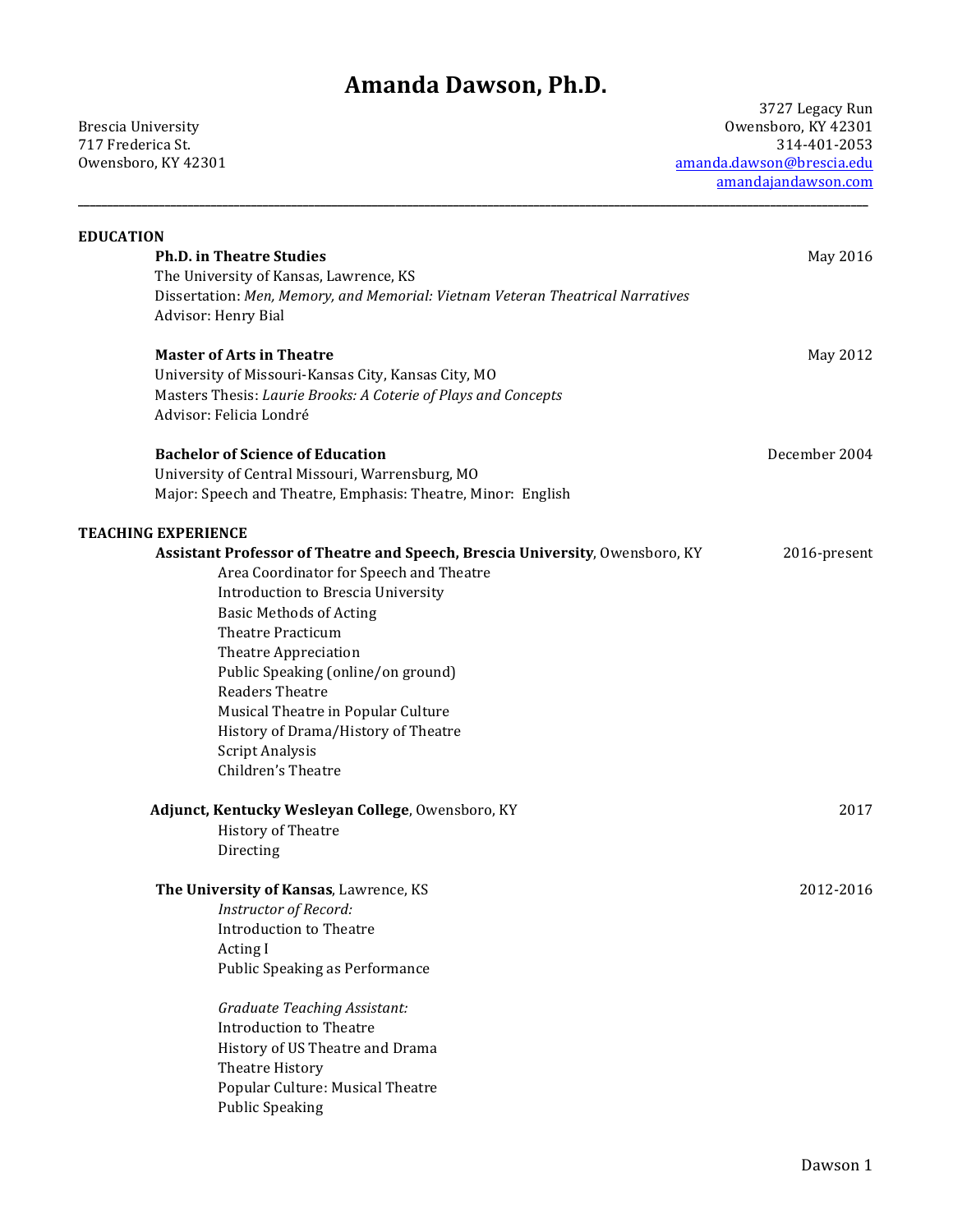# Amanda Dawson, Ph.D.

Brescia University
717 Frederica St.
Owensboro, KY 42301

3727 Legacy Run
Owensboro, KY 42301
314-401-2053
amanda.dawson@brescia.edu
amandajandawson.com

---

## EDUCATION

**Ph.D. in Theatre Studies** — May 2016
The University of Kansas, Lawrence, KS
Dissertation: *Men, Memory, and Memorial: Vietnam Veteran Theatrical Narratives*
Advisor: Henry Bial

**Master of Arts in Theatre** — May 2012
University of Missouri-Kansas City, Kansas City, MO
Masters Thesis: *Laurie Brooks: A Coterie of Plays and Concepts*
Advisor: Felicia Londré

**Bachelor of Science of Education** — December 2004
University of Central Missouri, Warrensburg, MO
Major: Speech and Theatre, Emphasis: Theatre, Minor: English

## TEACHING EXPERIENCE

**Assistant Professor of Theatre and Speech, Brescia University**, Owensboro, KY — 2016-present

- Area Coordinator for Speech and Theatre
- Introduction to Brescia University
- Basic Methods of Acting
- Theatre Practicum
- Theatre Appreciation
- Public Speaking (online/on ground)
- Readers Theatre
- Musical Theatre in Popular Culture
- History of Drama/History of Theatre
- Script Analysis
- Children's Theatre

**Adjunct, Kentucky Wesleyan College**, Owensboro, KY — 2017

- History of Theatre
- Directing

**The University of Kansas**, Lawrence, KS — 2012-2016

*Instructor of Record:*

- Introduction to Theatre
- Acting I
- Public Speaking as Performance

*Graduate Teaching Assistant:*

- Introduction to Theatre
- History of US Theatre and Drama
- Theatre History
- Popular Culture: Musical Theatre
- Public Speaking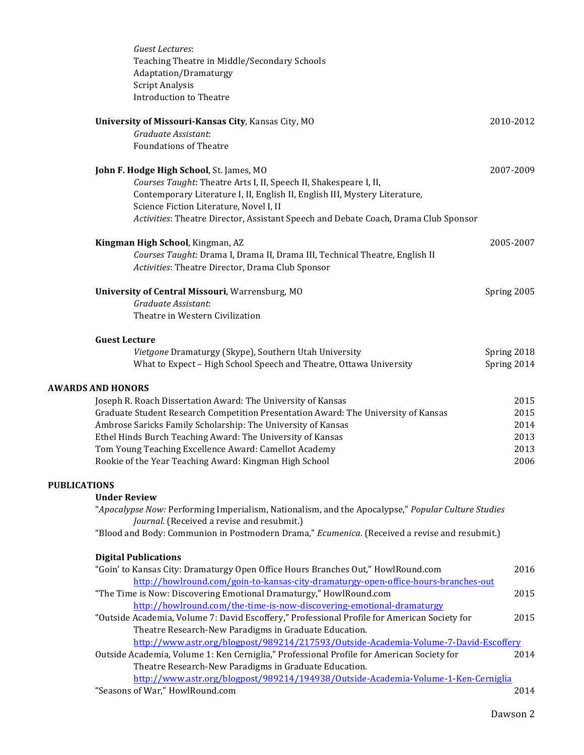*Guest Lectures*:
Teaching Theatre in Middle/Secondary Schools
Adaptation/Dramaturgy
Script Analysis
Introduction to Theatre

**University of Missouri-Kansas City**, Kansas City, MO — 2010-2012
*Graduate Assistant*:
Foundations of Theatre

**John F. Hodge High School**, St. James, MO — 2007-2009
*Courses Taught*: Theatre Arts I, II, Speech II, Shakespeare I, II, Contemporary Literature I, II, English II, English III, Mystery Literature, Science Fiction Literature, Novel I, II
*Activities*: Theatre Director, Assistant Speech and Debate Coach, Drama Club Sponsor

**Kingman High School**, Kingman, AZ — 2005-2007
*Courses Taught*: Drama I, Drama II, Drama III, Technical Theatre, English II
*Activities*: Theatre Director, Drama Club Sponsor

**University of Central Missouri**, Warrensburg, MO — Spring 2005
*Graduate Assistant*:
Theatre in Western Civilization

**Guest Lecture**
*Vietgone* Dramaturgy (Skype), Southern Utah University — Spring 2018
What to Expect – High School Speech and Theatre, Ottawa University — Spring 2014

## AWARDS AND HONORS

Joseph R. Roach Dissertation Award: The University of Kansas — 2015
Graduate Student Research Competition Presentation Award: The University of Kansas — 2015
Ambrose Saricks Family Scholarship: The University of Kansas — 2014
Ethel Hinds Burch Teaching Award: The University of Kansas — 2013
Tom Young Teaching Excellence Award: Camellot Academy — 2013
Rookie of the Year Teaching Award: Kingman High School — 2006

## PUBLICATIONS

**Under Review**
"*Apocalypse Now:* Performing Imperialism, Nationalism, and the Apocalypse," *Popular Culture Studies Journal*. (Received a revise and resubmit.)
"Blood and Body: Communion in Postmodern Drama," *Ecumenica*. (Received a revise and resubmit.)

**Digital Publications**
"Goin' to Kansas City: Dramaturgy Open Office Hours Branches Out," HowlRound.com — 2016
http://howlround.com/goin-to-kansas-city-dramaturgy-open-office-hours-branches-out
"The Time is Now: Discovering Emotional Dramaturgy," HowlRound.com — 2015
http://howlround.com/the-time-is-now-discovering-emotional-dramaturgy
"Outside Academia, Volume 7: David Escoffery," Professional Profile for American Society for Theatre Research-New Paradigms in Graduate Education. — 2015
http://www.astr.org/blogpost/989214/217593/Outside-Academia-Volume-7-David-Escoffery
Outside Academia, Volume 1: Ken Cerniglia," Professional Profile for American Society for Theatre Research-New Paradigms in Graduate Education. — 2014
http://www.astr.org/blogpost/989214/194938/Outside-Academia-Volume-1-Ken-Cerniglia
"Seasons of War," HowlRound.com — 2014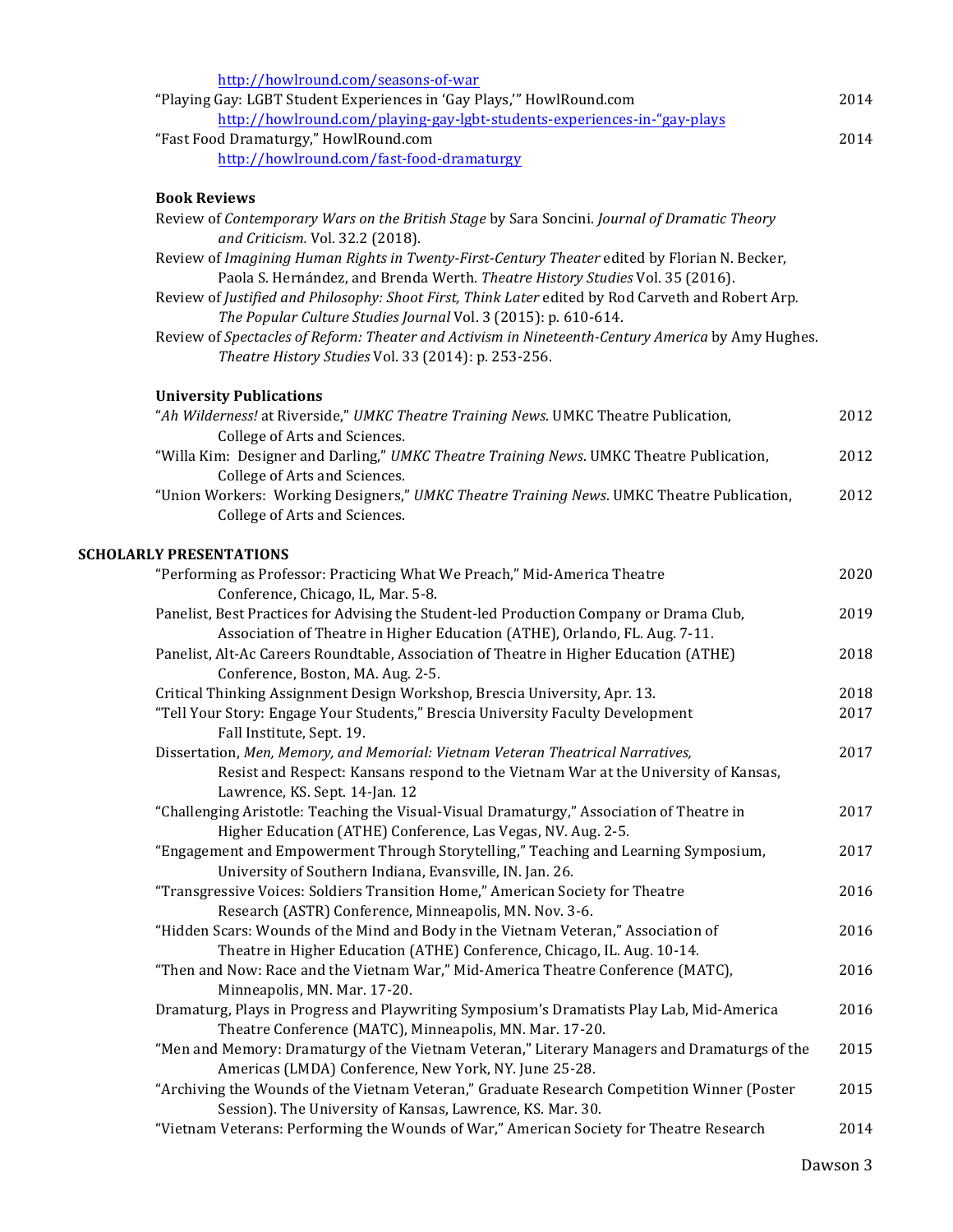http://howlround.com/seasons-of-war

"Playing Gay: LGBT Student Experiences in 'Gay Plays,'" HowlRound.com 2014
http://howlround.com/playing-gay-lgbt-students-experiences-in-"gay-plays

"Fast Food Dramaturgy," HowlRound.com 2014
http://howlround.com/fast-food-dramaturgy

**Book Reviews**

Review of *Contemporary Wars on the British Stage* by Sara Soncini. *Journal of Dramatic Theory and Criticism.* Vol. 32.2 (2018).

Review of *Imagining Human Rights in Twenty-First-Century Theater* edited by Florian N. Becker, Paola S. Hernández, and Brenda Werth. *Theatre History Studies* Vol. 35 (2016).

Review of *Justified and Philosophy: Shoot First, Think Later* edited by Rod Carveth and Robert Arp. *The Popular Culture Studies Journal* Vol. 3 (2015): p. 610-614.

Review of *Spectacles of Reform: Theater and Activism in Nineteenth-Century America* by Amy Hughes. *Theatre History Studies* Vol. 33 (2014): p. 253-256.

**University Publications**

"*Ah Wilderness!* at Riverside," *UMKC Theatre Training News*. UMKC Theatre Publication, College of Arts and Sciences. 2012

"Willa Kim: Designer and Darling," *UMKC Theatre Training News*. UMKC Theatre Publication, College of Arts and Sciences. 2012

"Union Workers: Working Designers," *UMKC Theatre Training News*. UMKC Theatre Publication, College of Arts and Sciences. 2012

## SCHOLARLY PRESENTATIONS

"Performing as Professor: Practicing What We Preach," Mid-America Theatre Conference, Chicago, IL, Mar. 5-8. 2020

Panelist, Best Practices for Advising the Student-led Production Company or Drama Club, Association of Theatre in Higher Education (ATHE), Orlando, FL. Aug. 7-11. 2019

Panelist, Alt-Ac Careers Roundtable, Association of Theatre in Higher Education (ATHE) Conference, Boston, MA. Aug. 2-5. 2018

Critical Thinking Assignment Design Workshop, Brescia University, Apr. 13. 2018

"Tell Your Story: Engage Your Students," Brescia University Faculty Development Fall Institute, Sept. 19. 2017

Dissertation, *Men, Memory, and Memorial: Vietnam Veteran Theatrical Narratives,* Resist and Respect: Kansans respond to the Vietnam War at the University of Kansas, Lawrence, KS. Sept. 14-Jan. 12 2017

"Challenging Aristotle: Teaching the Visual-Visual Dramaturgy," Association of Theatre in Higher Education (ATHE) Conference, Las Vegas, NV. Aug. 2-5. 2017

"Engagement and Empowerment Through Storytelling," Teaching and Learning Symposium, University of Southern Indiana, Evansville, IN. Jan. 26. 2017

"Transgressive Voices: Soldiers Transition Home," American Society for Theatre Research (ASTR) Conference, Minneapolis, MN. Nov. 3-6. 2016

"Hidden Scars: Wounds of the Mind and Body in the Vietnam Veteran," Association of Theatre in Higher Education (ATHE) Conference, Chicago, IL. Aug. 10-14. 2016

"Then and Now: Race and the Vietnam War," Mid-America Theatre Conference (MATC), Minneapolis, MN. Mar. 17-20. 2016

Dramaturg, Plays in Progress and Playwriting Symposium's Dramatists Play Lab, Mid-America Theatre Conference (MATC), Minneapolis, MN. Mar. 17-20. 2016

"Men and Memory: Dramaturgy of the Vietnam Veteran," Literary Managers and Dramaturgs of the Americas (LMDA) Conference, New York, NY. June 25-28. 2015

"Archiving the Wounds of the Vietnam Veteran," Graduate Research Competition Winner (Poster Session). The University of Kansas, Lawrence, KS. Mar. 30. 2015

"Vietnam Veterans: Performing the Wounds of War," American Society for Theatre Research 2014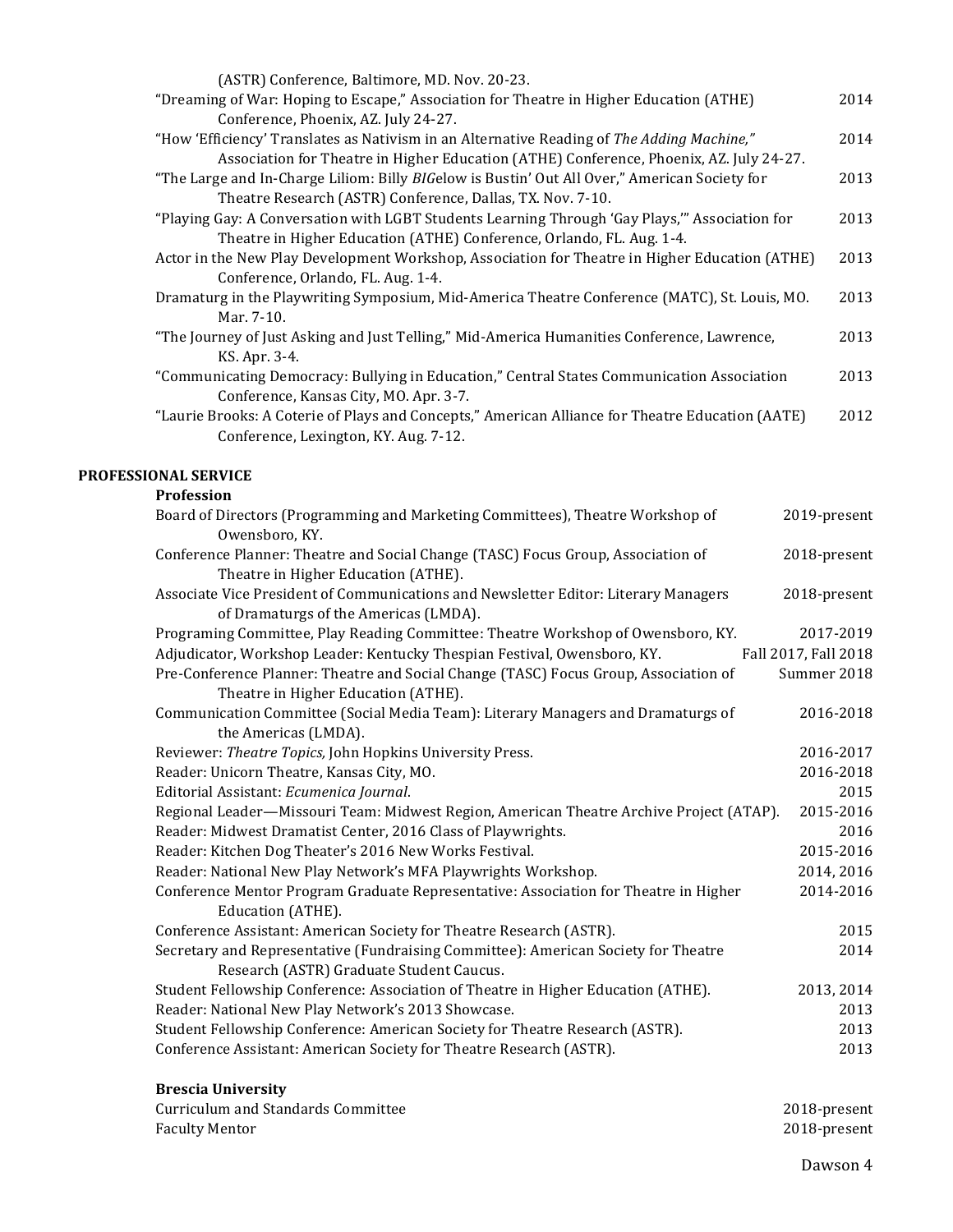(ASTR) Conference, Baltimore, MD. Nov. 20-23.

- "Dreaming of War: Hoping to Escape," Association for Theatre in Higher Education (ATHE) Conference, Phoenix, AZ. July 24-27. — 2014
- "How 'Efficiency' Translates as Nativism in an Alternative Reading of *The Adding Machine,*" Association for Theatre in Higher Education (ATHE) Conference, Phoenix, AZ. July 24-27. — 2014
- "The Large and In-Charge Liliom: Billy *BIG*elow is Bustin' Out All Over," American Society for Theatre Research (ASTR) Conference, Dallas, TX. Nov. 7-10. — 2013
- "Playing Gay: A Conversation with LGBT Students Learning Through 'Gay Plays,'" Association for Theatre in Higher Education (ATHE) Conference, Orlando, FL. Aug. 1-4. — 2013
- Actor in the New Play Development Workshop, Association for Theatre in Higher Education (ATHE) Conference, Orlando, FL. Aug. 1-4. — 2013
- Dramaturg in the Playwriting Symposium, Mid-America Theatre Conference (MATC), St. Louis, MO. Mar. 7-10. — 2013
- "The Journey of Just Asking and Just Telling," Mid-America Humanities Conference, Lawrence, KS. Apr. 3-4. — 2013
- "Communicating Democracy: Bullying in Education," Central States Communication Association Conference, Kansas City, MO. Apr. 3-7. — 2013
- "Laurie Brooks: A Coterie of Plays and Concepts," American Alliance for Theatre Education (AATE) Conference, Lexington, KY. Aug. 7-12. — 2012

## PROFESSIONAL SERVICE

### Profession

- Board of Directors (Programming and Marketing Committees), Theatre Workshop of Owensboro, KY. — 2019-present
- Conference Planner: Theatre and Social Change (TASC) Focus Group, Association of Theatre in Higher Education (ATHE). — 2018-present
- Associate Vice President of Communications and Newsletter Editor: Literary Managers of Dramaturgs of the Americas (LMDA). — 2018-present
- Programing Committee, Play Reading Committee: Theatre Workshop of Owensboro, KY. — 2017-2019
- Adjudicator, Workshop Leader: Kentucky Thespian Festival, Owensboro, KY. — Fall 2017, Fall 2018
- Pre-Conference Planner: Theatre and Social Change (TASC) Focus Group, Association of Theatre in Higher Education (ATHE). — Summer 2018
- Communication Committee (Social Media Team): Literary Managers and Dramaturgs of the Americas (LMDA). — 2016-2018
- Reviewer: *Theatre Topics*, John Hopkins University Press. — 2016-2017
- Reader: Unicorn Theatre, Kansas City, MO. — 2016-2018
- Editorial Assistant: *Ecumenica Journal*. — 2015
- Regional Leader—Missouri Team: Midwest Region, American Theatre Archive Project (ATAP). — 2015-2016
- Reader: Midwest Dramatist Center, 2016 Class of Playwrights. — 2016
- Reader: Kitchen Dog Theater's 2016 New Works Festival. — 2015-2016
- Reader: National New Play Network's MFA Playwrights Workshop. — 2014, 2016
- Conference Mentor Program Graduate Representative: Association for Theatre in Higher Education (ATHE). — 2014-2016
- Conference Assistant: American Society for Theatre Research (ASTR). — 2015
- Secretary and Representative (Fundraising Committee): American Society for Theatre Research (ASTR) Graduate Student Caucus. — 2014
- Student Fellowship Conference: Association of Theatre in Higher Education (ATHE). — 2013, 2014
- Reader: National New Play Network's 2013 Showcase. — 2013
- Student Fellowship Conference: American Society for Theatre Research (ASTR). — 2013
- Conference Assistant: American Society for Theatre Research (ASTR). — 2013

### Brescia University

- Curriculum and Standards Committee — 2018-present
- Faculty Mentor — 2018-present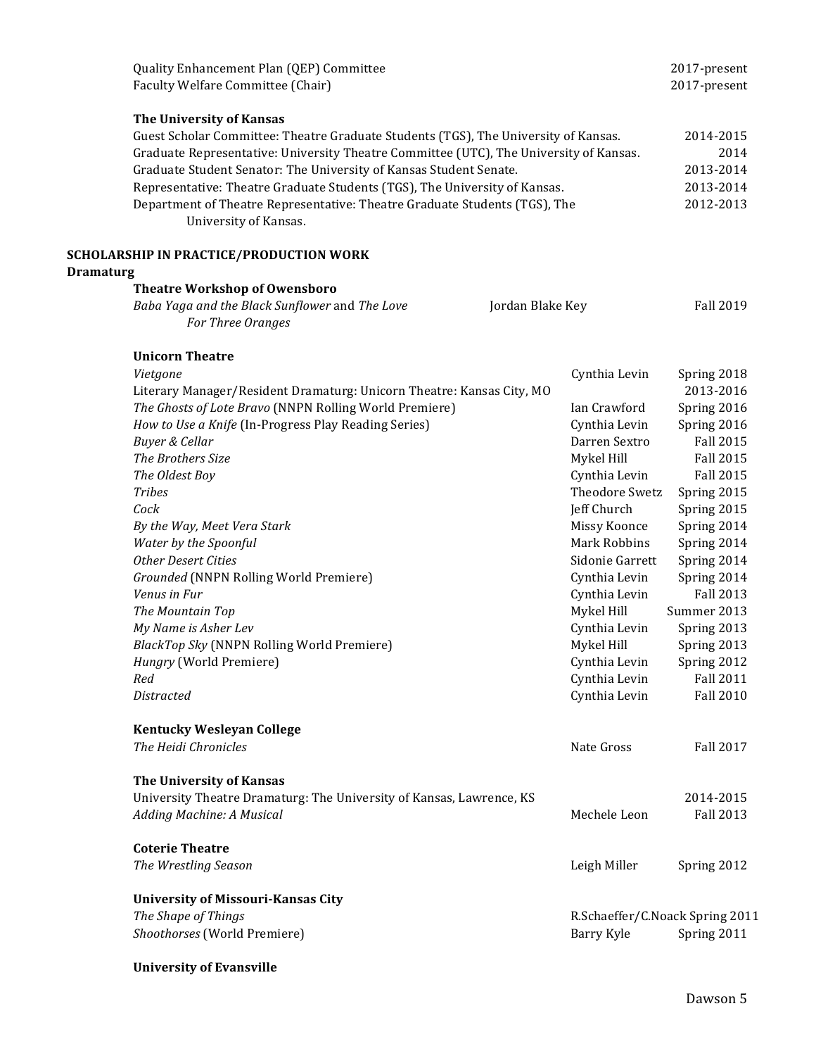| | |
|---|---|
| Quality Enhancement Plan (QEP) Committee | 2017-present |
| Faculty Welfare Committee (Chair) | 2017-present |

**The University of Kansas**

| | |
|---|---|
| Guest Scholar Committee: Theatre Graduate Students (TGS), The University of Kansas. | 2014-2015 |
| Graduate Representative: University Theatre Committee (UTC), The University of Kansas. | 2014 |
| Graduate Student Senator: The University of Kansas Student Senate. | 2013-2014 |
| Representative: Theatre Graduate Students (TGS), The University of Kansas. | 2013-2014 |
| Department of Theatre Representative: Theatre Graduate Students (TGS), The University of Kansas. | 2012-2013 |

## SCHOLARSHIP IN PRACTICE/PRODUCTION WORK

### Dramaturg

**Theatre Workshop of Owensboro**

| | | |
|---|---|---|
| *Baba Yaga and the Black Sunflower* and *The Love For Three Oranges* | Jordan Blake Key | Fall 2019 |

**Unicorn Theatre**

| | | |
|---|---|---|
| *Vietgone* | Cynthia Levin | Spring 2018 |
| Literary Manager/Resident Dramaturg: Unicorn Theatre: Kansas City, MO | | 2013-2016 |
| *The Ghosts of Lote Bravo* (NNPN Rolling World Premiere) | Ian Crawford | Spring 2016 |
| *How to Use a Knife* (In-Progress Play Reading Series) | Cynthia Levin | Spring 2016 |
| *Buyer & Cellar* | Darren Sextro | Fall 2015 |
| *The Brothers Size* | Mykel Hill | Fall 2015 |
| *The Oldest Boy* | Cynthia Levin | Fall 2015 |
| *Tribes* | Theodore Swetz | Spring 2015 |
| *Cock* | Jeff Church | Spring 2015 |
| *By the Way, Meet Vera Stark* | Missy Koonce | Spring 2014 |
| *Water by the Spoonful* | Mark Robbins | Spring 2014 |
| *Other Desert Cities* | Sidonie Garrett | Spring 2014 |
| *Grounded* (NNPN Rolling World Premiere) | Cynthia Levin | Spring 2014 |
| *Venus in Fur* | Cynthia Levin | Fall 2013 |
| *The Mountain Top* | Mykel Hill | Summer 2013 |
| *My Name is Asher Lev* | Cynthia Levin | Spring 2013 |
| *BlackTop Sky* (NNPN Rolling World Premiere) | Mykel Hill | Spring 2013 |
| *Hungry* (World Premiere) | Cynthia Levin | Spring 2012 |
| *Red* | Cynthia Levin | Fall 2011 |
| *Distracted* | Cynthia Levin | Fall 2010 |

**Kentucky Wesleyan College**

| | | |
|---|---|---|
| *The Heidi Chronicles* | Nate Gross | Fall 2017 |

**The University of Kansas**

| | | |
|---|---|---|
| University Theatre Dramaturg: The University of Kansas, Lawrence, KS | | 2014-2015 |
| *Adding Machine: A Musical* | Mechele Leon | Fall 2013 |

**Coterie Theatre**

| | | |
|---|---|---|
| *The Wrestling Season* | Leigh Miller | Spring 2012 |

**University of Missouri-Kansas City**

| | | |
|---|---|---|
| *The Shape of Things* | R.Schaeffer/C.Noack | Spring 2011 |
| *Shoothorses* (World Premiere) | Barry Kyle | Spring 2011 |

**University of Evansville**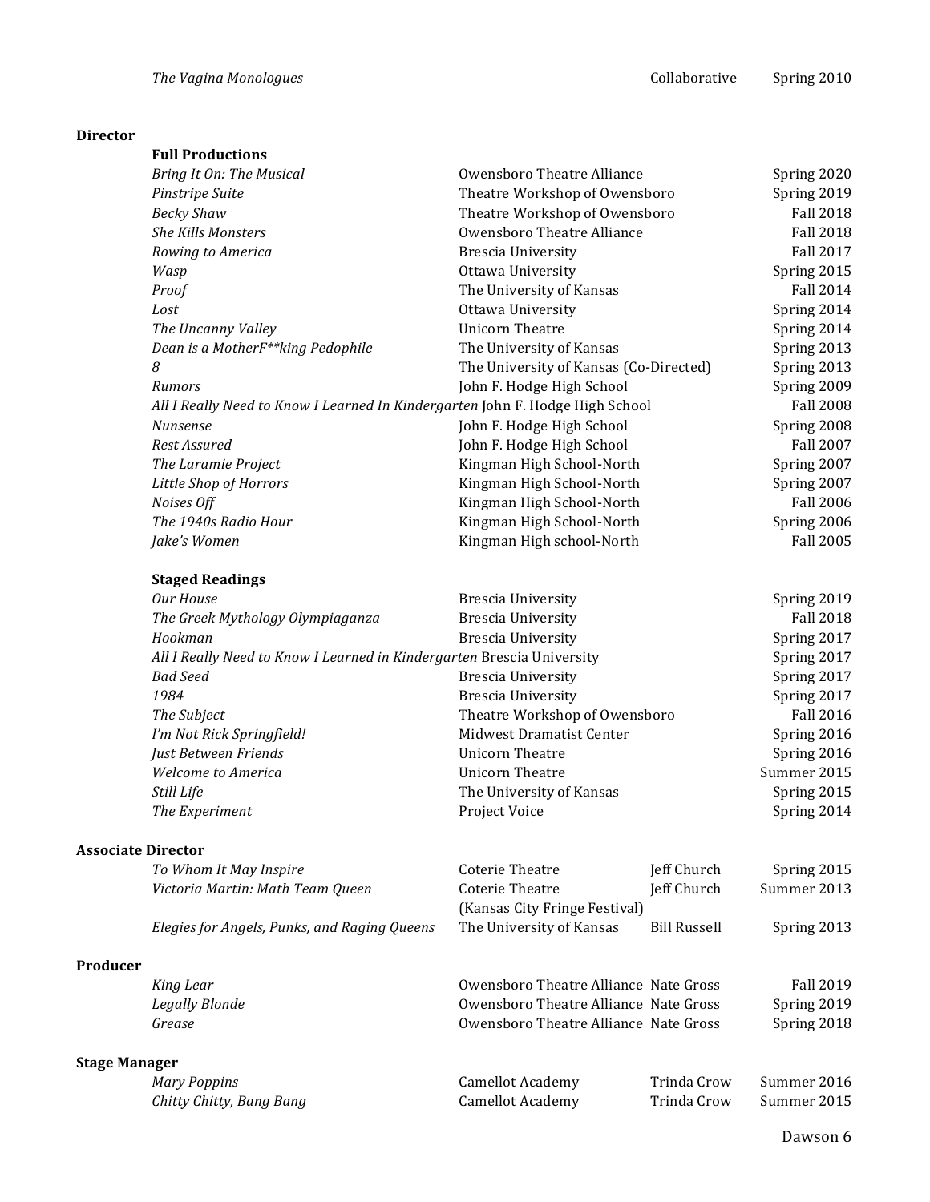| | | | |
|---|---|---|---|
| *The Vagina Monologues* | | Collaborative | Spring 2010 |

**Director**

**Full Productions**

| | | |
|---|---|---|
| *Bring It On: The Musical* | Owensboro Theatre Alliance | Spring 2020 |
| *Pinstripe Suite* | Theatre Workshop of Owensboro | Spring 2019 |
| *Becky Shaw* | Theatre Workshop of Owensboro | Fall 2018 |
| *She Kills Monsters* | Owensboro Theatre Alliance | Fall 2018 |
| *Rowing to America* | Brescia University | Fall 2017 |
| *Wasp* | Ottawa University | Spring 2015 |
| *Proof* | The University of Kansas | Fall 2014 |
| *Lost* | Ottawa University | Spring 2014 |
| *The Uncanny Valley* | Unicorn Theatre | Spring 2014 |
| *Dean is a MotherF**king Pedophile* | The University of Kansas | Spring 2013 |
| *8* | The University of Kansas (Co-Directed) | Spring 2013 |
| *Rumors* | John F. Hodge High School | Spring 2009 |
| *All I Really Need to Know I Learned In Kindergarten* | John F. Hodge High School | Fall 2008 |
| *Nunsense* | John F. Hodge High School | Spring 2008 |
| *Rest Assured* | John F. Hodge High School | Fall 2007 |
| *The Laramie Project* | Kingman High School-North | Spring 2007 |
| *Little Shop of Horrors* | Kingman High School-North | Spring 2007 |
| *Noises Off* | Kingman High School-North | Fall 2006 |
| *The 1940s Radio Hour* | Kingman High School-North | Spring 2006 |
| *Jake's Women* | Kingman High school-North | Fall 2005 |

**Staged Readings**

| | | |
|---|---|---|
| *Our House* | Brescia University | Spring 2019 |
| *The Greek Mythology Olympiaganza* | Brescia University | Fall 2018 |
| *Hookman* | Brescia University | Spring 2017 |
| *All I Really Need to Know I Learned in Kindergarten* | Brescia University | Spring 2017 |
| *Bad Seed* | Brescia University | Spring 2017 |
| *1984* | Brescia University | Spring 2017 |
| *The Subject* | Theatre Workshop of Owensboro | Fall 2016 |
| *I'm Not Rick Springfield!* | Midwest Dramatist Center | Spring 2016 |
| *Just Between Friends* | Unicorn Theatre | Spring 2016 |
| *Welcome to America* | Unicorn Theatre | Summer 2015 |
| *Still Life* | The University of Kansas | Spring 2015 |
| *The Experiment* | Project Voice | Spring 2014 |

**Associate Director**

| | | | |
|---|---|---|---|
| *To Whom It May Inspire* | Coterie Theatre | Jeff Church | Spring 2015 |
| *Victoria Martin: Math Team Queen* | Coterie Theatre (Kansas City Fringe Festival) | Jeff Church | Summer 2013 |
| *Elegies for Angels, Punks, and Raging Queens* | The University of Kansas | Bill Russell | Spring 2013 |

**Producer**

| | | | |
|---|---|---|---|
| *King Lear* | Owensboro Theatre Alliance | Nate Gross | Fall 2019 |
| *Legally Blonde* | Owensboro Theatre Alliance | Nate Gross | Spring 2019 |
| *Grease* | Owensboro Theatre Alliance | Nate Gross | Spring 2018 |

**Stage Manager**

| | | | |
|---|---|---|---|
| *Mary Poppins* | Camellot Academy | Trinda Crow | Summer 2016 |
| *Chitty Chitty, Bang Bang* | Camellot Academy | Trinda Crow | Summer 2015 |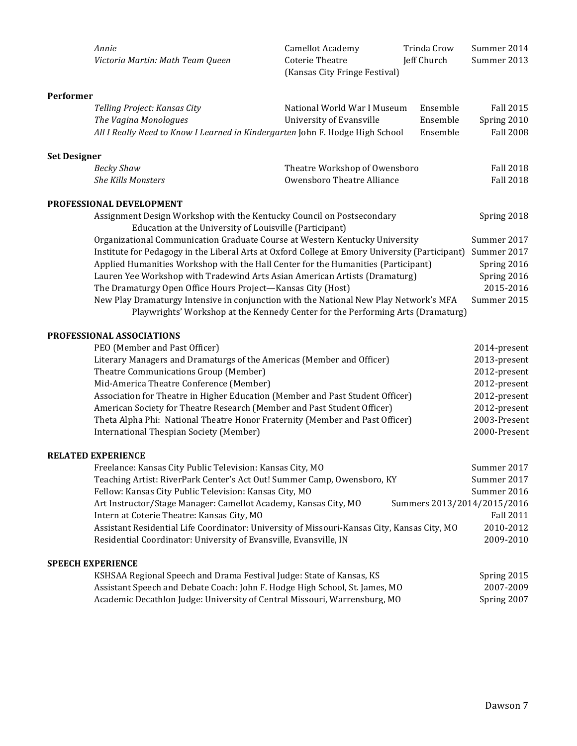| | | | |
|---|---|---|---|
| *Annie* | Camellot Academy | Trinda Crow | Summer 2014 |
| *Victoria Martin: Math Team Queen* | Coterie Theatre (Kansas City Fringe Festival) | Jeff Church | Summer 2013 |

**Performer**

| | | | |
|---|---|---|---|
| *Telling Project: Kansas City* | National World War I Museum | Ensemble | Fall 2015 |
| *The Vagina Monologues* | University of Evansville | Ensemble | Spring 2010 |
| *All I Really Need to Know I Learned in Kindergarten* | John F. Hodge High School | Ensemble | Fall 2008 |

**Set Designer**

| | | |
|---|---|---|
| *Becky Shaw* | Theatre Workshop of Owensboro | Fall 2018 |
| *She Kills Monsters* | Owensboro Theatre Alliance | Fall 2018 |

## PROFESSIONAL DEVELOPMENT

| | |
|---|---|
| Assignment Design Workshop with the Kentucky Council on Postsecondary Education at the University of Louisville (Participant) | Spring 2018 |
| Organizational Communication Graduate Course at Western Kentucky University | Summer 2017 |
| Institute for Pedagogy in the Liberal Arts at Oxford College at Emory University (Participant) | Summer 2017 |
| Applied Humanities Workshop with the Hall Center for the Humanities (Participant) | Spring 2016 |
| Lauren Yee Workshop with Tradewind Arts Asian American Artists (Dramaturg) | Spring 2016 |
| The Dramaturgy Open Office Hours Project—Kansas City (Host) | 2015-2016 |
| New Play Dramaturgy Intensive in conjunction with the National New Play Network's MFA Playwrights' Workshop at the Kennedy Center for the Performing Arts (Dramaturg) | Summer 2015 |

## PROFESSIONAL ASSOCIATIONS

| | |
|---|---|
| PEO (Member and Past Officer) | 2014-present |
| Literary Managers and Dramaturgs of the Americas (Member and Officer) | 2013-present |
| Theatre Communications Group (Member) | 2012-present |
| Mid-America Theatre Conference (Member) | 2012-present |
| Association for Theatre in Higher Education (Member and Past Student Officer) | 2012-present |
| American Society for Theatre Research (Member and Past Student Officer) | 2012-present |
| Theta Alpha Phi: National Theatre Honor Fraternity (Member and Past Officer) | 2003-Present |
| International Thespian Society (Member) | 2000-Present |

## RELATED EXPERIENCE

| | |
|---|---|
| Freelance: Kansas City Public Television: Kansas City, MO | Summer 2017 |
| Teaching Artist: RiverPark Center's Act Out! Summer Camp, Owensboro, KY | Summer 2017 |
| Fellow: Kansas City Public Television: Kansas City, MO | Summer 2016 |
| Art Instructor/Stage Manager: Camellot Academy, Kansas City, MO | Summers 2013/2014/2015/2016 |
| Intern at Coterie Theatre: Kansas City, MO | Fall 2011 |
| Assistant Residential Life Coordinator: University of Missouri-Kansas City, Kansas City, MO | 2010-2012 |
| Residential Coordinator: University of Evansville, Evansville, IN | 2009-2010 |

## SPEECH EXPERIENCE

| | |
|---|---|
| KSHSAA Regional Speech and Drama Festival Judge: State of Kansas, KS | Spring 2015 |
| Assistant Speech and Debate Coach: John F. Hodge High School, St. James, MO | 2007-2009 |
| Academic Decathlon Judge: University of Central Missouri, Warrensburg, MO | Spring 2007 |